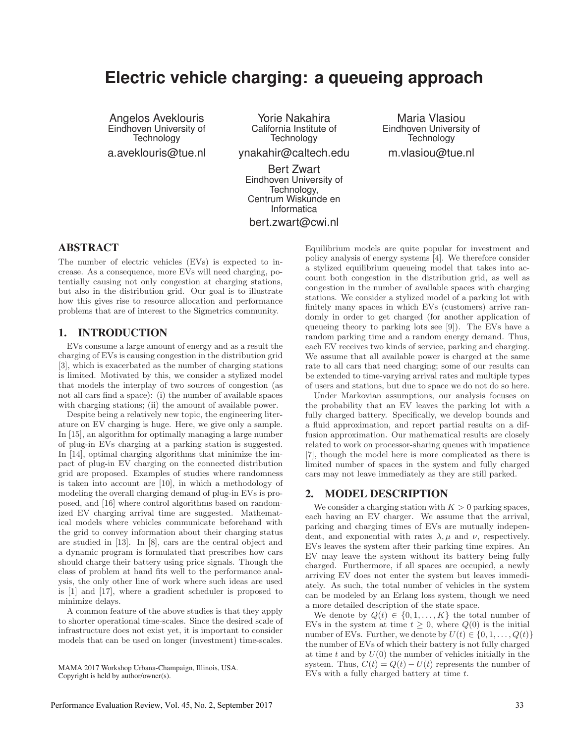# Electric vehicle charging: a queueing approach

Angelos Aveklouris
Eindhoven University of Technology
a.aveklouris@tue.nl

Yorie Nakahira
California Institute of Technology
ynakahir@caltech.edu

Maria Vlasiou
Eindhoven University of Technology
m.vlasiou@tue.nl

Bert Zwart
Eindhoven University of Technology,
Centrum Wiskunde en Informatica
bert.zwart@cwi.nl

## ABSTRACT

The number of electric vehicles (EVs) is expected to increase. As a consequence, more EVs will need charging, potentially causing not only congestion at charging stations, but also in the distribution grid. Our goal is to illustrate how this gives rise to resource allocation and performance problems that are of interest to the Sigmetrics community.

## 1. INTRODUCTION

EVs consume a large amount of energy and as a result the charging of EVs is causing congestion in the distribution grid [3], which is exacerbated as the number of charging stations is limited. Motivated by this, we consider a stylized model that models the interplay of two sources of congestion (as not all cars find a space): (i) the number of available spaces with charging stations; (ii) the amount of available power.

Despite being a relatively new topic, the engineering literature on EV charging is huge. Here, we give only a sample. In [15], an algorithm for optimally managing a large number of plug-in EVs charging at a parking station is suggested. In [14], optimal charging algorithms that minimize the impact of plug-in EV charging on the connected distribution grid are proposed. Examples of studies where randomness is taken into account are [10], in which a methodology of modeling the overall charging demand of plug-in EVs is proposed, and [16] where control algorithms based on randomized EV charging arrival time are suggested. Mathematical models where vehicles communicate beforehand with the grid to convey information about their charging status are studied in [13]. In [8], cars are the central object and a dynamic program is formulated that prescribes how cars should charge their battery using price signals. Though the class of problem at hand fits well to the performance analysis, the only other line of work where such ideas are used is [1] and [17], where a gradient scheduler is proposed to minimize delays.

A common feature of the above studies is that they apply to shorter operational time-scales. Since the desired scale of infrastructure does not exist yet, it is important to consider models that can be used on longer (investment) time-scales.

MAMA 2017 Workshop Urbana-Champaign, Illinois, USA.
Copyright is held by author/owner(s).

Equilibrium models are quite popular for investment and policy analysis of energy systems [4]. We therefore consider a stylized equilibrium queueing model that takes into account both congestion in the distribution grid, as well as congestion in the number of available spaces with charging stations. We consider a stylized model of a parking lot with finitely many spaces in which EVs (customers) arrive randomly in order to get charged (for another application of queueing theory to parking lots see [9]). The EVs have a random parking time and a random energy demand. Thus, each EV receives two kinds of service, parking and charging. We assume that all available power is charged at the same rate to all cars that need charging; some of our results can be extended to time-varying arrival rates and multiple types of users and stations, but due to space we do not do so here.

Under Markovian assumptions, our analysis focuses on the probability that an EV leaves the parking lot with a fully charged battery. Specifically, we develop bounds and a fluid approximation, and report partial results on a diffusion approximation. Our mathematical results are closely related to work on processor-sharing queues with impatience [7], though the model here is more complicated as there is limited number of spaces in the system and fully charged cars may not leave immediately as they are still parked.

## 2. MODEL DESCRIPTION

We consider a charging station with $K > 0$ parking spaces, each having an EV charger. We assume that the arrival, parking and charging times of EVs are mutually independent, and exponential with rates $\lambda, \mu$ and $\nu$, respectively. EVs leaves the system after their parking time expires. An EV may leave the system without its battery being fully charged. Furthermore, if all spaces are occupied, a newly arriving EV does not enter the system but leaves immediately. As such, the total number of vehicles in the system can be modeled by an Erlang loss system, though we need a more detailed description of the state space.

We denote by $Q(t) \in \{0, 1, \ldots, K\}$ the total number of EVs in the system at time $t \geq 0$, where $Q(0)$ is the initial number of EVs. Further, we denote by $U(t) \in \{0, 1, \ldots, Q(t)\}$ the number of EVs of which their battery is not fully charged at time $t$ and by $U(0)$ the number of vehicles initially in the system. Thus, $C(t) = Q(t) - U(t)$ represents the number of EVs with a fully charged battery at time $t$.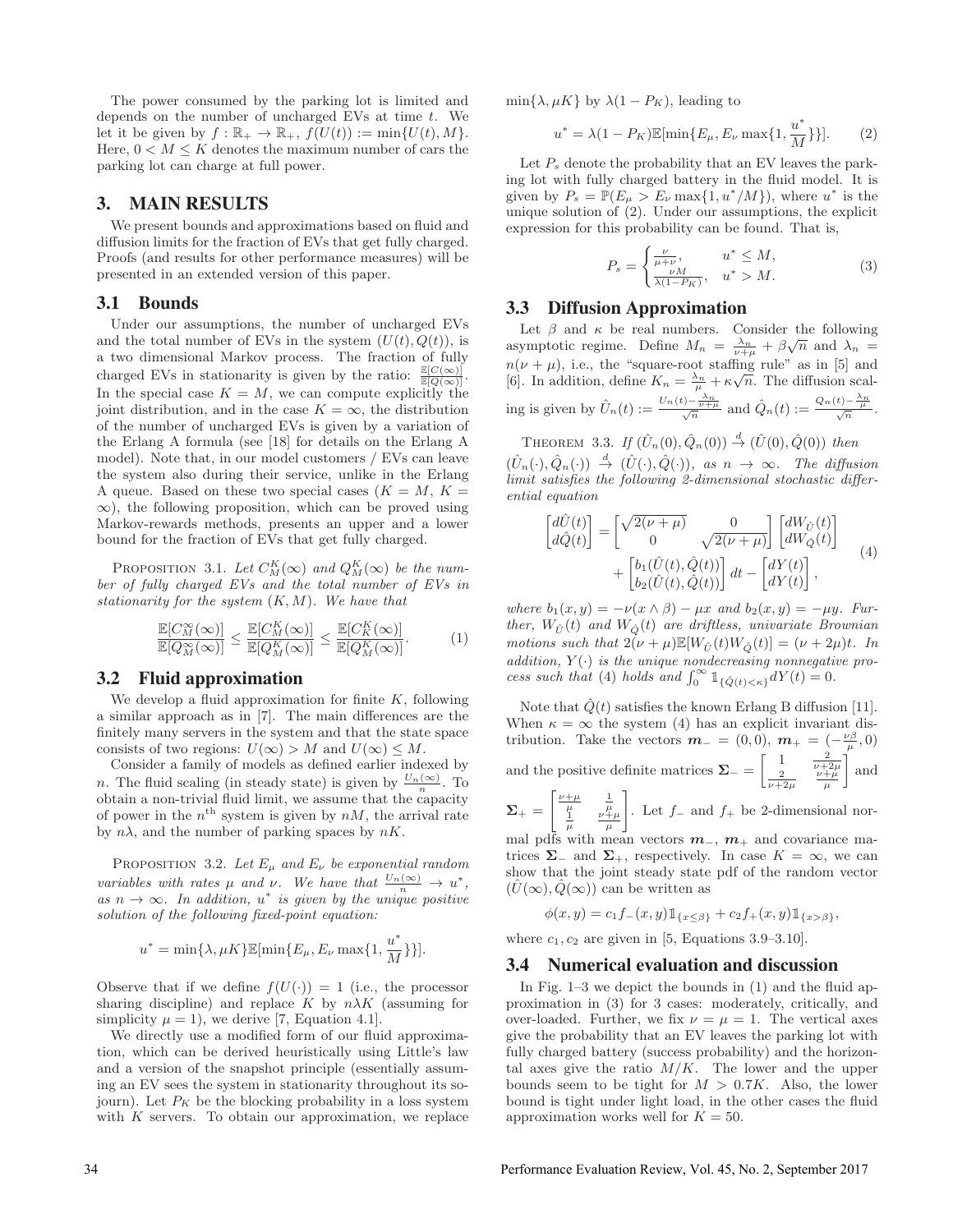The power consumed by the parking lot is limited and depends on the number of uncharged EVs at time $t$. We let it be given by $f : \mathbb{R}_+ \to \mathbb{R}_+$, $f(U(t)) := \min\{U(t), M\}$. Here, $0 < M \leq K$ denotes the maximum number of cars the parking lot can charge at full power.

## 3. MAIN RESULTS

We present bounds and approximations based on fluid and diffusion limits for the fraction of EVs that get fully charged. Proofs (and results for other performance measures) will be presented in an extended version of this paper.

### 3.1 Bounds

Under our assumptions, the number of uncharged EVs and the total number of EVs in the system $(U(t), Q(t))$, is a two dimensional Markov process. The fraction of fully charged EVs in stationarity is given by the ratio: $\frac{\mathbb{E}[C(\infty)]}{\mathbb{E}[Q(\infty)]}$. In the special case $K = M$, we can compute explicitly the joint distribution, and in the case $K = \infty$, the distribution of the number of uncharged EVs is given by a variation of the Erlang A formula (see [18] for details on the Erlang A model). Note that, in our model customers / EVs can leave the system also during their service, unlike in the Erlang A queue. Based on these two special cases ($K = M$, $K = \infty$), the following proposition, which can be proved using Markov-rewards methods, presents an upper and a lower bound for the fraction of EVs that get fully charged.

Proposition 3.1. *Let $C_M^K(\infty)$ and $Q_M^K(\infty)$ be the number of fully charged EVs and the total number of EVs in stationarity for the system $(K, M)$. We have that*

$$\frac{\mathbb{E}[C_M^\infty(\infty)]}{\mathbb{E}[Q_M^\infty(\infty)]} \leq \frac{\mathbb{E}[C_M^K(\infty)]}{\mathbb{E}[Q_M^K(\infty)]} \leq \frac{\mathbb{E}[C_K^K(\infty)]}{\mathbb{E}[Q_M^K(\infty)]}. \tag{1}$$

### 3.2 Fluid approximation

We develop a fluid approximation for finite $K$, following a similar approach as in [7]. The main differences are the finitely many servers in the system and that the state space consists of two regions: $U(\infty) > M$ and $U(\infty) \leq M$.

Consider a family of models as defined earlier indexed by $n$. The fluid scaling (in steady state) is given by $\frac{U_n(\infty)}{n}$. To obtain a non-trivial fluid limit, we assume that the capacity of power in the $n^{\text{th}}$ system is given by $nM$, the arrival rate by $n\lambda$, and the number of parking spaces by $nK$.

Proposition 3.2. *Let $E_\mu$ and $E_\nu$ be exponential random variables with rates $\mu$ and $\nu$. We have that $\frac{U_n(\infty)}{n} \to u^*$, as $n \to \infty$. In addition, $u^*$ is given by the unique positive solution of the following fixed-point equation:*

$$u^* = \min\{\lambda, \mu K\}\mathbb{E}[\min\{E_\mu, E_\nu \max\{1, \frac{u^*}{M}\}\}].$$

Observe that if we define $f(U(\cdot)) = 1$ (i.e., the processor sharing discipline) and replace $K$ by $n\lambda K$ (assuming for simplicity $\mu = 1$), we derive [7, Equation 4.1].

We directly use a modified form of our fluid approximation, which can be derived heuristically using Little's law and a version of the snapshot principle (essentially assuming an EV sees the system in stationarity throughout its sojourn). Let $P_K$ be the blocking probability in a loss system with $K$ servers. To obtain our approximation, we replace $\min\{\lambda, \mu K\}$ by $\lambda(1 - P_K)$, leading to

$$u^* = \lambda(1 - P_K)\mathbb{E}[\min\{E_\mu, E_\nu \max\{1, \frac{u^*}{M}\}\}]. \tag{2}$$

Let $P_s$ denote the probability that an EV leaves the parking lot with fully charged battery in the fluid model. It is given by $P_s = \mathbb{P}(E_\mu > E_\nu \max\{1, u^*/M\})$, where $u^*$ is the unique solution of (2). Under our assumptions, the explicit expression for this probability can be found. That is,

$$P_s = \begin{cases} \frac{\nu}{\mu+\nu}, & u^* \leq M, \\ \frac{\nu M}{\lambda(1-P_K)}, & u^* > M. \end{cases} \tag{3}$$

### 3.3 Diffusion Approximation

Let $\beta$ and $\kappa$ be real numbers. Consider the following asymptotic regime. Define $M_n = \frac{\lambda_n}{\nu+\mu} + \beta\sqrt{n}$ and $\lambda_n = n(\nu + \mu)$, i.e., the "square-root staffing rule" as in [5] and [6]. In addition, define $K_n = \frac{\lambda_n}{\mu} + \kappa\sqrt{n}$. The diffusion scaling is given by $\hat{U}_n(t) := \frac{U_n(t) - \frac{\lambda_n}{\nu+\mu}}{\sqrt{n}}$ and $\hat{Q}_n(t) := \frac{Q_n(t) - \frac{\lambda_n}{\mu}}{\sqrt{n}}$.

Theorem 3.3. *If $(\hat{U}_n(0), \hat{Q}_n(0)) \xrightarrow{d} (\hat{U}(0), \hat{Q}(0))$ then $(\hat{U}_n(\cdot), \hat{Q}_n(\cdot)) \xrightarrow{d} (\hat{U}(\cdot), \hat{Q}(\cdot))$, as $n \to \infty$. The diffusion limit satisfies the following 2-dimensional stochastic differential equation*

$$\begin{bmatrix} d\hat{U}(t) \\ d\hat{Q}(t) \end{bmatrix} = \begin{bmatrix} \sqrt{2(\nu+\mu)} & 0 \\ 0 & \sqrt{2(\nu+\mu)} \end{bmatrix} \begin{bmatrix} dW_{\hat{U}}(t) \\ dW_{\hat{Q}}(t) \end{bmatrix} + \begin{bmatrix} b_1(\hat{U}(t), \hat{Q}(t)) \\ b_2(\hat{U}(t), \hat{Q}(t)) \end{bmatrix} dt - \begin{bmatrix} dY(t) \\ dY(t) \end{bmatrix}, \tag{4}$$

*where $b_1(x, y) = -\nu(x \wedge \beta) - \mu x$ and $b_2(x, y) = -\mu y$. Further, $W_{\hat{U}}(t)$ and $W_{\hat{Q}}(t)$ are driftless, univariate Brownian motions such that $2(\nu + \mu)\mathbb{E}[W_{\hat{U}}(t)W_{\hat{Q}}(t)] = (\nu + 2\mu)t$. In addition, $Y(\cdot)$ is the unique nondecreasing nonnegative process such that (4) holds and $\int_0^\infty \mathbb{1}_{\{\hat{Q}(t)<\kappa\}} dY(t) = 0$.*

Note that $\hat{Q}(t)$ satisfies the known Erlang B diffusion [11]. When $\kappa = \infty$ the system (4) has an explicit invariant distribution. Take the vectors $\boldsymbol{m}_- = (0, 0)$, $\boldsymbol{m}_+ = (-\frac{\nu\beta}{\mu}, 0)$ and the positive definite matrices $\boldsymbol{\Sigma}_- = \begin{bmatrix} 1 & \frac{2}{\nu+2\mu} \\ \frac{2}{\nu+2\mu} & \frac{\nu+\mu}{\mu} \end{bmatrix}$ and $\boldsymbol{\Sigma}_+ = \begin{bmatrix} \frac{\nu+\mu}{\mu} & \frac{1}{\mu} \\ \frac{1}{\mu} & \frac{\nu+\mu}{\mu} \end{bmatrix}$. Let $f_-$ and $f_+$ be 2-dimensional normal pdfs with mean vectors $\boldsymbol{m}_-$, $\boldsymbol{m}_+$ and covariance matrices $\boldsymbol{\Sigma}_-$ and $\boldsymbol{\Sigma}_+$, respectively. In case $K = \infty$, we can show that the joint steady state pdf of the random vector $(\hat{U}(\infty), \hat{Q}(\infty))$ can be written as

$$\phi(x, y) = c_1 f_-(x, y)\mathbb{1}_{\{x \leq \beta\}} + c_2 f_+(x, y)\mathbb{1}_{\{x > \beta\}},$$

where $c_1, c_2$ are given in [5, Equations 3.9–3.10].

### 3.4 Numerical evaluation and discussion

In Fig. 1–3 we depict the bounds in (1) and the fluid approximation in (3) for 3 cases: moderately, critically, and over-loaded. Further, we fix $\nu = \mu = 1$. The vertical axes give the probability that an EV leaves the parking lot with fully charged battery (success probability) and the horizontal axes give the ratio $M/K$. The lower and the upper bounds seem to be tight for $M > 0.7K$. Also, the lower bound is tight under light load, in the other cases the fluid approximation works well for $K = 50$.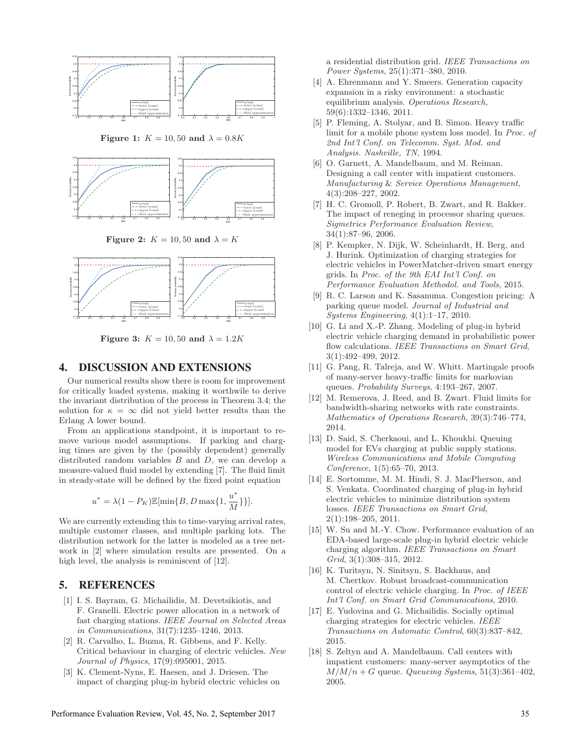0.55
0.5
0.45
0.4
0.35
0.3
0.25
0.2
0.15
Success probability
0.2 0.3 0.4 0.5 0.6 0.7 0.8 0.9 1
M/K
actual
lower bound
upper bound
fluid approximation

**Figure 1:** $K = 10, 50$ **and** $\lambda = 0.8K$

0.55
0.5
0.45
0.4
0.35
0.3
0.25
0.2
0.15
Success probability
0.2 0.3 0.4 0.5 0.6 0.7 0.8 0.9 1
M/K
actual
lower bound
upper bound
fluid approximation

**Figure 2:** $K = 10, 50$ **and** $\lambda = K$

0.55
0.5
0.45
0.4
0.35
0.3
0.25
0.2
0.15
Success probability
0.2 0.3 0.4 0.5 0.6 0.7 0.8 0.9 1
M/K
actual
lower bound
upper bound
fluid approximation

**Figure 3:** $K = 10, 50$ **and** $\lambda = 1.2K$

# 4. DISCUSSION AND EXTENSIONS

Our numerical results show there is room for improvement for critically loaded systems, making it worthwhile to derive the invariant distribution of the process in Theorem 3.4; the solution for $\kappa = \infty$ did not yield better results than the Erlang A lower bound.

From an applications standpoint, it is important to remove various model assumptions. If parking and charging times are given by the (possibly dependent) generally distributed random variables $B$ and $D$, we can develop a measure-valued fluid model by extending [7]. The fluid limit in steady-state will be defined by the fixed point equation

$$u^* = \lambda(1 - P_K)\mathbb{E}[\min\{B, D\max\{1, \frac{u^*}{M}\}\}].$$

We are currently extending this to time-varying arrival rates, multiple customer classes, and multiple parking lots. The distribution network for the latter is modeled as a tree network in [2] where simulation results are presented. On a high level, the analysis is reminiscent of [12].

# 5. REFERENCES

[1] I. S. Bayram, G. Michailidis, M. Devetsikiotis, and F. Granelli. Electric power allocation in a network of fast charging stations. *IEEE Journal on Selected Areas in Communications*, 31(7):1235–1246, 2013.

[2] R. Carvalho, L. Buzna, R. Gibbens, and F. Kelly. Critical behaviour in charging of electric vehicles. *New Journal of Physics*, 17(9):095001, 2015.

[3] K. Clement-Nyns, E. Haesen, and J. Driesen. The impact of charging plug-in hybrid electric vehicles on a residential distribution grid. *IEEE Transactions on Power Systems*, 25(1):371–380, 2010.

[4] A. Ehrenmann and Y. Smeers. Generation capacity expansion in a risky environment: a stochastic equilibrium analysis. *Operations Research*, 59(6):1332–1346, 2011.

[5] P. Fleming, A. Stolyar, and B. Simon. Heavy traffic limit for a mobile phone system loss model. In *Proc. of 2nd Int'l Conf. on Telecomm. Syst. Mod. and Analysis. Nashville, TN*, 1994.

[6] O. Garnett, A. Mandelbaum, and M. Reiman. Designing a call center with impatient customers. *Manufacturing & Service Operations Management*, 4(3):208–227, 2002.

[7] H. C. Gromoll, P. Robert, B. Zwart, and R. Bakker. The impact of reneging in processor sharing queues. *Sigmetrics Performance Evaluation Review*, 34(1):87–96, 2006.

[8] P. Kempker, N. Dijk, W. Scheinhardt, H. Berg, and J. Hurink. Optimization of charging strategies for electric vehicles in PowerMatcher-driven smart energy grids. In *Proc. of the 9th EAI Int'l Conf. on Performance Evaluation Methodol. and Tools*, 2015.

[9] R. C. Larson and K. Sasanuma. Congestion pricing: A parking queue model. *Journal of Industrial and Systems Engineering*, 4(1):1–17, 2010.

[10] G. Li and X.-P. Zhang. Modeling of plug-in hybrid electric vehicle charging demand in probabilistic power flow calculations. *IEEE Transactions on Smart Grid*, 3(1):492–499, 2012.

[11] G. Pang, R. Talreja, and W. Whitt. Martingale proofs of many-server heavy-traffic limits for markovian queues. *Probability Surveys*, 4:193–267, 2007.

[12] M. Remerova, J. Reed, and B. Zwart. Fluid limits for bandwidth-sharing networks with rate constraints. *Mathematics of Operations Research*, 39(3):746–774, 2014.

[13] D. Said, S. Cherkaoui, and L. Khoukhi. Queuing model for EVs charging at public supply stations. *Wireless Communications and Mobile Computing Conference*, 1(5):65–70, 2013.

[14] E. Sortomme, M. M. Hindi, S. J. MacPherson, and S. Venkata. Coordinated charging of plug-in hybrid electric vehicles to minimize distribution system losses. *IEEE Transactions on Smart Grid*, 2(1):198–205, 2011.

[15] W. Su and M.-Y. Chow. Performance evaluation of an EDA-based large-scale plug-in hybrid electric vehicle charging algorithm. *IEEE Transactions on Smart Grid*, 3(1):308–315, 2012.

[16] K. Turitsyn, N. Sinitsyn, S. Backhaus, and M. Chertkov. Robust broadcast-communication control of electric vehicle charging. In *Proc. of IEEE Int'l Conf. on Smart Grid Communications*, 2010.

[17] E. Yudovina and G. Michailidis. Socially optimal charging strategies for electric vehicles. *IEEE Transactions on Automatic Control*, 60(3):837–842, 2015.

[18] S. Zeltyn and A. Mandelbaum. Call centers with impatient customers: many-server asymptotics of the $M/M/n + G$ queue. *Queueing Systems*, 51(3):361–402, 2005.